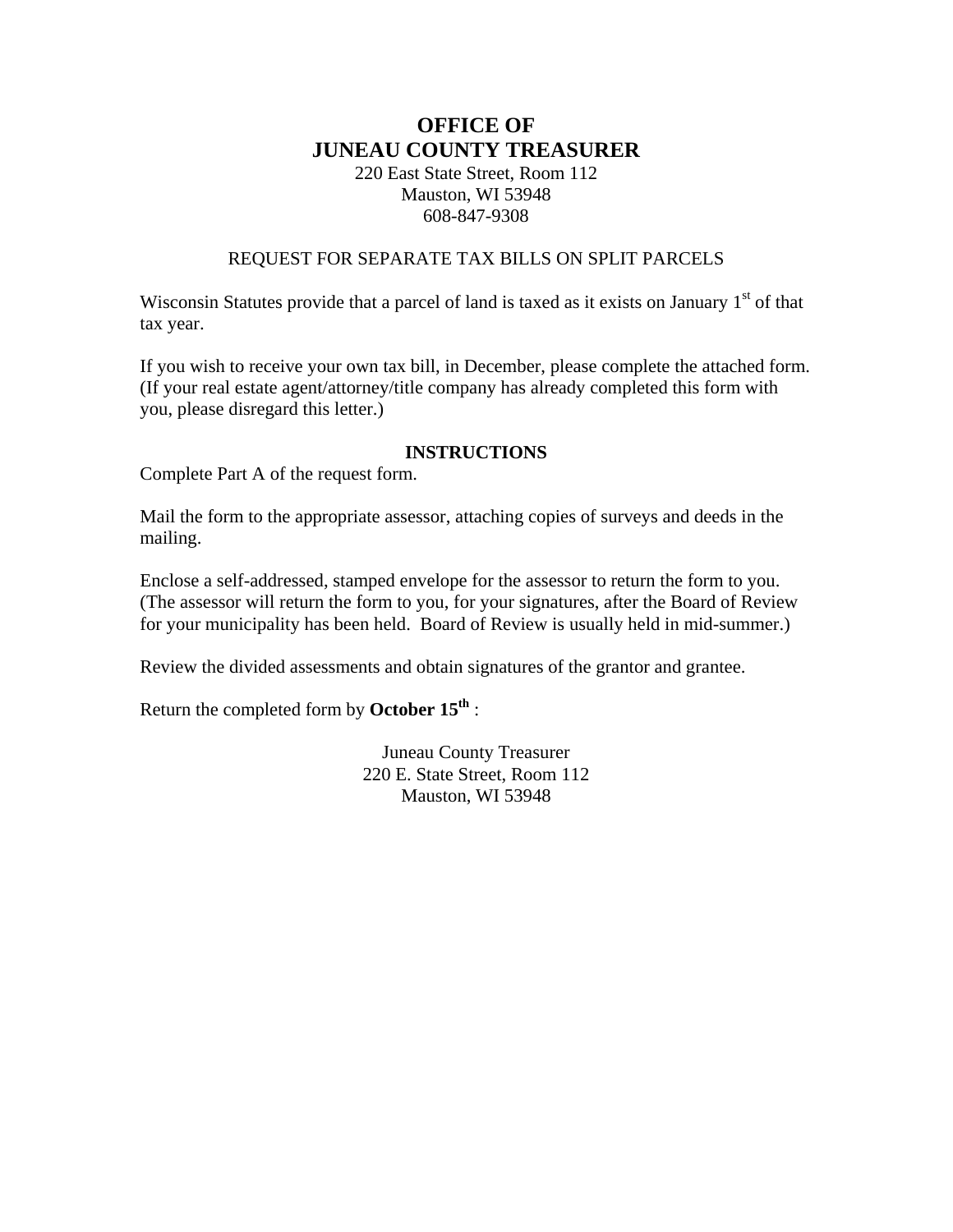# OFFICE OF
# JUNEAU COUNTY TREASURER

220 East State Street, Room 112
Mauston, WI 53948
608-847-9308

REQUEST FOR SEPARATE TAX BILLS ON SPLIT PARCELS

Wisconsin Statutes provide that a parcel of land is taxed as it exists on January 1st of that tax year.

If you wish to receive your own tax bill, in December, please complete the attached form. (If your real estate agent/attorney/title company has already completed this form with you, please disregard this letter.)

## INSTRUCTIONS

Complete Part A of the request form.

Mail the form to the appropriate assessor, attaching copies of surveys and deeds in the mailing.

Enclose a self-addressed, stamped envelope for the assessor to return the form to you. (The assessor will return the form to you, for your signatures, after the Board of Review for your municipality has been held. Board of Review is usually held in mid-summer.)

Review the divided assessments and obtain signatures of the grantor and grantee.

Return the completed form by **October 15th** :

Juneau County Treasurer
220 E. State Street, Room 112
Mauston, WI 53948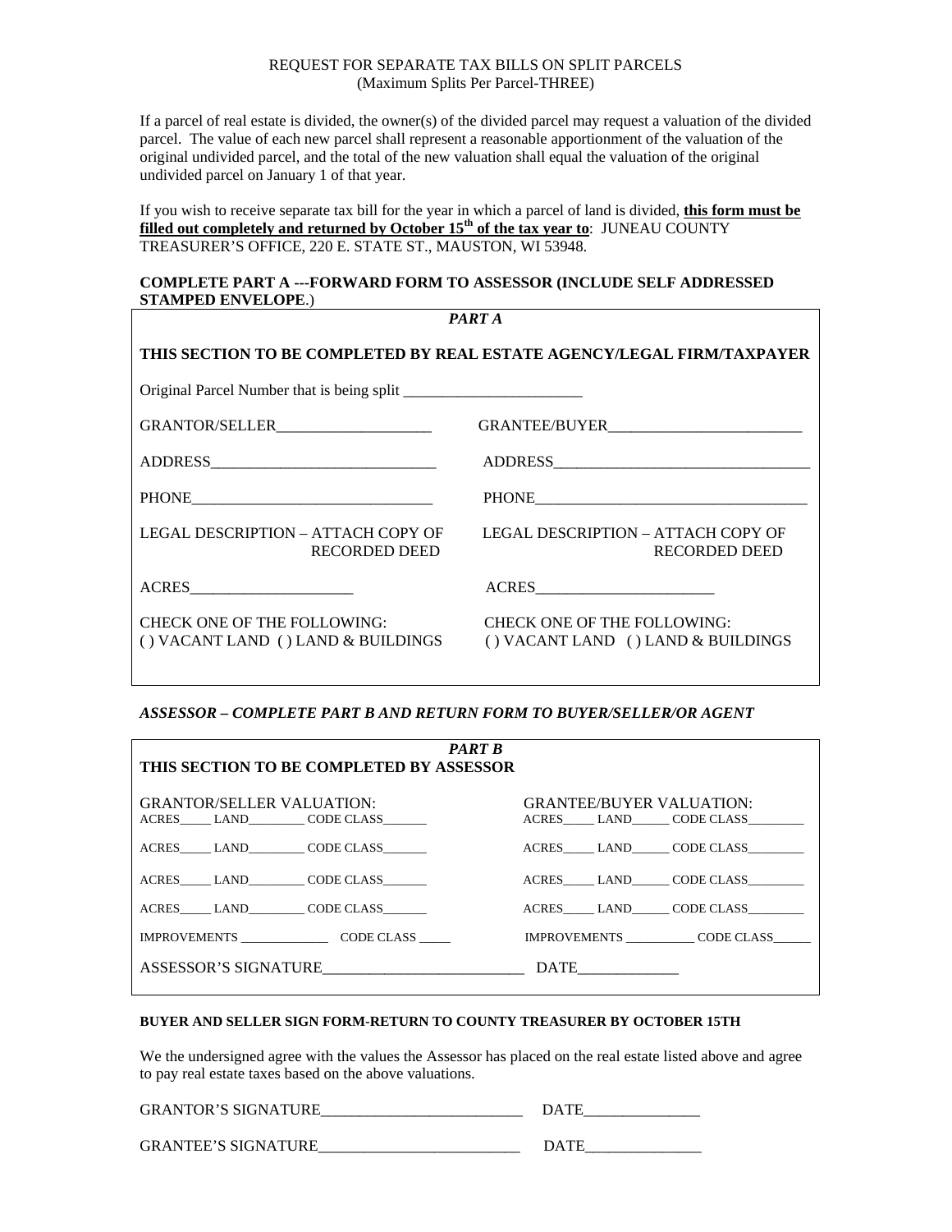REQUEST FOR SEPARATE TAX BILLS ON SPLIT PARCELS
(Maximum Splits Per Parcel-THREE)

If a parcel of real estate is divided, the owner(s) of the divided parcel may request a valuation of the divided parcel. The value of each new parcel shall represent a reasonable apportionment of the valuation of the original undivided parcel, and the total of the new valuation shall equal the valuation of the original undivided parcel on January 1 of that year.

If you wish to receive separate tax bill for the year in which a parcel of land is divided, **this form must be filled out completely and returned by October 15th of the tax year to**: JUNEAU COUNTY TREASURER'S OFFICE, 220 E. STATE ST., MAUSTON, WI 53948.

**COMPLETE PART A ---FORWARD FORM TO ASSESSOR (INCLUDE SELF ADDRESSED STAMPED ENVELOPE.)**

***PART A***

**THIS SECTION TO BE COMPLETED BY REAL ESTATE AGENCY/LEGAL FIRM/TAXPAYER**

Original Parcel Number that is being split _______________________

| | |
|---|---|
| GRANTOR/SELLER___________________ | GRANTEE/BUYER________________________ |
| ADDRESS____________________________ | ADDRESS________________________________ |
| PHONE______________________________ | PHONE__________________________________ |
| LEGAL DESCRIPTION – ATTACH COPY OF RECORDED DEED | LEGAL DESCRIPTION – ATTACH COPY OF RECORDED DEED |
| ACRES____________________ | ACRES______________________ |
| CHECK ONE OF THE FOLLOWING: ( ) VACANT LAND ( ) LAND & BUILDINGS | CHECK ONE OF THE FOLLOWING: ( ) VACANT LAND ( ) LAND & BUILDINGS |

***ASSESSOR – COMPLETE PART B AND RETURN FORM TO BUYER/SELLER/OR AGENT***

***PART B***

**THIS SECTION TO BE COMPLETED BY ASSESSOR**

| | |
|---|---|
| GRANTOR/SELLER VALUATION: | GRANTEE/BUYER VALUATION: |
| ACRES_____ LAND_________ CODE CLASS_______ | ACRES_____ LAND______ CODE CLASS_________ |
| ACRES_____ LAND_________ CODE CLASS_______ | ACRES_____ LAND______ CODE CLASS_________ |
| ACRES_____ LAND_________ CODE CLASS_______ | ACRES_____ LAND______ CODE CLASS_________ |
| ACRES_____ LAND_________ CODE CLASS_______ | ACRES_____ LAND______ CODE CLASS_________ |
| IMPROVEMENTS ______________ CODE CLASS _____ | IMPROVEMENTS ___________ CODE CLASS______ |

ASSESSOR'S SIGNATURE_________________________ DATE_____________

**BUYER AND SELLER SIGN FORM-RETURN TO COUNTY TREASURER BY OCTOBER 15TH**

We the undersigned agree with the values the Assessor has placed on the real estate listed above and agree to pay real estate taxes based on the above valuations.

GRANTOR'S SIGNATURE_________________________ DATE_______________

GRANTEE'S SIGNATURE_________________________ DATE_______________